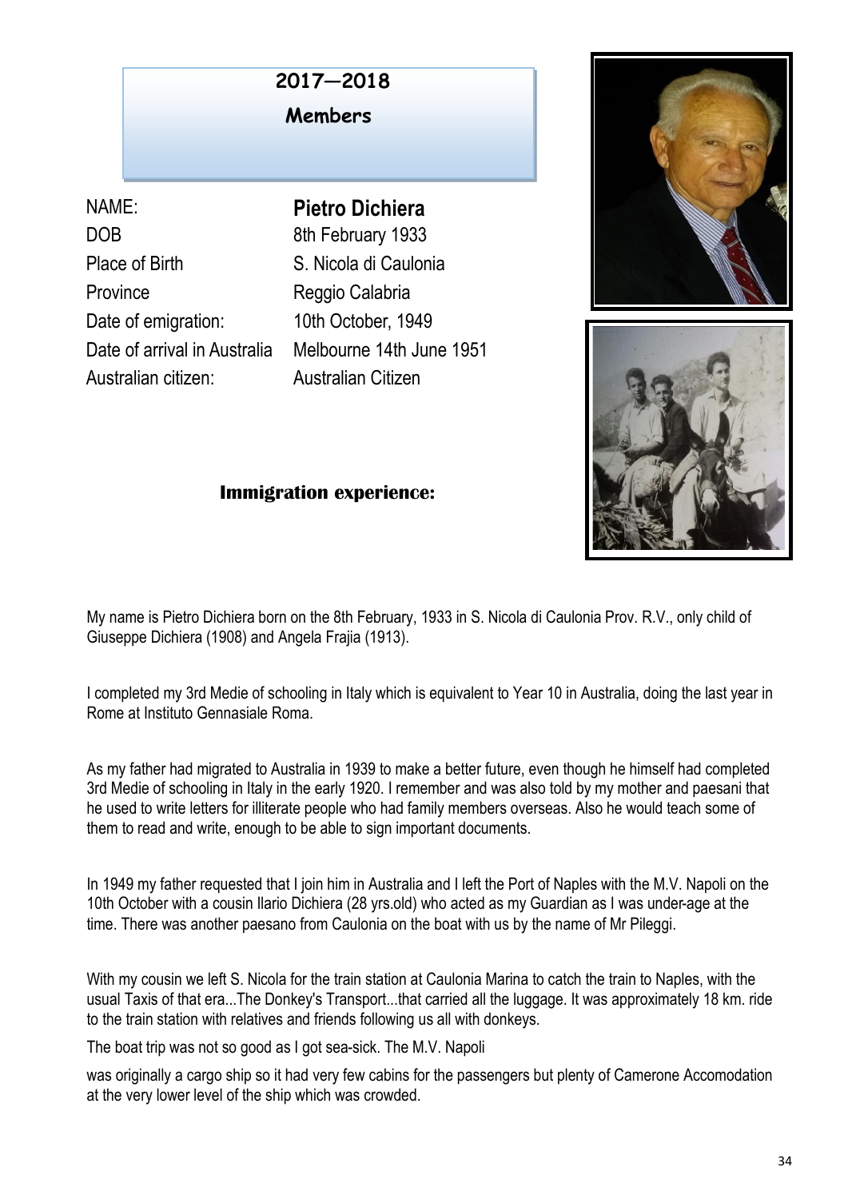## 2017—2018

### Members

| | |
|---|---|
| NAME: | **Pietro Dichiera** |
| DOB | 8th February 1933 |
| Place of Birth | S. Nicola di Caulonia |
| Province | Reggio Calabria |
| Date of emigration: | 10th October, 1949 |
| Date of arrival in Australia | Melbourne 14th June 1951 |
| Australian citizen: | Australian Citizen |

### Immigration experience:

My name is Pietro Dichiera born on the 8th February, 1933 in S. Nicola di Caulonia Prov. R.V., only child of Giuseppe Dichiera (1908) and Angela Frajia (1913).

I completed my 3rd Medie of schooling in Italy which is equivalent to Year 10 in Australia, doing the last year in Rome at Instituto Gennasiale Roma.

As my father had migrated to Australia in 1939 to make a better future, even though he himself had completed 3rd Medie of schooling in Italy in the early 1920. I remember and was also told by my mother and paesani that he used to write letters for illiterate people who had family members overseas. Also he would teach some of them to read and write, enough to be able to sign important documents.

In 1949 my father requested that I join him in Australia and I left the Port of Naples with the M.V. Napoli on the 10th October with a cousin Ilario Dichiera (28 yrs.old) who acted as my Guardian as I was under-age at the time. There was another paesano from Caulonia on the boat with us by the name of Mr Pileggi.

With my cousin we left S. Nicola for the train station at Caulonia Marina to catch the train to Naples, with the usual Taxis of that era...The Donkey's Transport...that carried all the luggage. It was approximately 18 km. ride to the train station with relatives and friends following us all with donkeys.

The boat trip was not so good as I got sea-sick. The M.V. Napoli

was originally a cargo ship so it had very few cabins for the passengers but plenty of Camerone Accomodation at the very lower level of the ship which was crowded.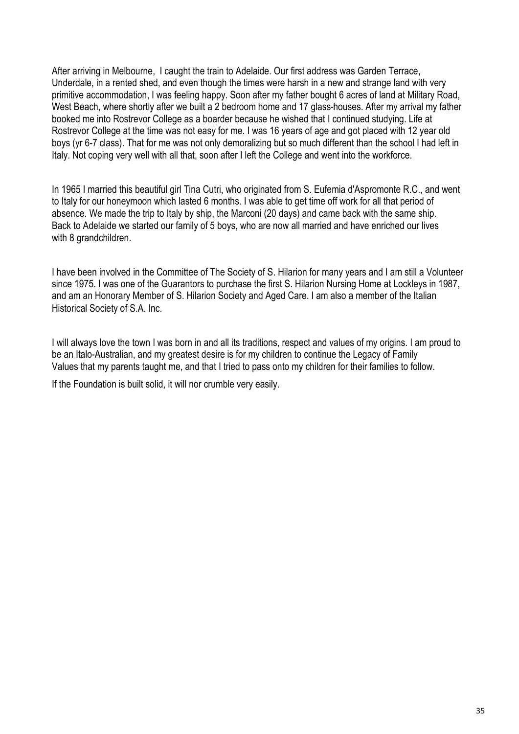After arriving in Melbourne, I caught the train to Adelaide. Our first address was Garden Terrace, Underdale, in a rented shed, and even though the times were harsh in a new and strange land with very primitive accommodation, I was feeling happy. Soon after my father bought 6 acres of land at Military Road, West Beach, where shortly after we built a 2 bedroom home and 17 glass-houses. After my arrival my father booked me into Rostrevor College as a boarder because he wished that I continued studying. Life at Rostrevor College at the time was not easy for me. I was 16 years of age and got placed with 12 year old boys (yr 6-7 class). That for me was not only demoralizing but so much different than the school I had left in Italy. Not coping very well with all that, soon after I left the College and went into the workforce.

In 1965 I married this beautiful girl Tina Cutri, who originated from S. Eufemia d'Aspromonte R.C., and went to Italy for our honeymoon which lasted 6 months. I was able to get time off work for all that period of absence. We made the trip to Italy by ship, the Marconi (20 days) and came back with the same ship. Back to Adelaide we started our family of 5 boys, who are now all married and have enriched our lives with 8 grandchildren.

I have been involved in the Committee of The Society of S. Hilarion for many years and I am still a Volunteer since 1975. I was one of the Guarantors to purchase the first S. Hilarion Nursing Home at Lockleys in 1987, and am an Honorary Member of S. Hilarion Society and Aged Care. I am also a member of the Italian Historical Society of S.A. Inc.

I will always love the town I was born in and all its traditions, respect and values of my origins. I am proud to be an Italo-Australian, and my greatest desire is for my children to continue the Legacy of Family Values that my parents taught me, and that I tried to pass onto my children for their families to follow.

If the Foundation is built solid, it will nor crumble very easily.